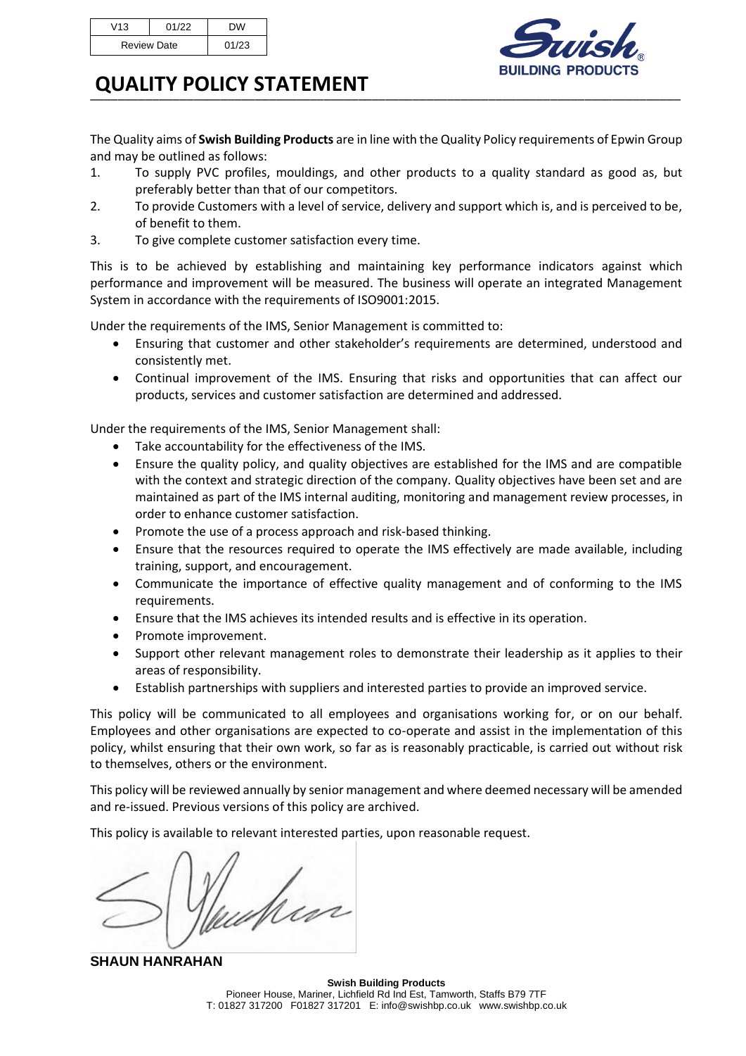| V13 | 01/22 | DW |
|---|---|---|
| Review Date | | 01/23 |

# QUALITY POLICY STATEMENT

The Quality aims of **Swish Building Products** are in line with the Quality Policy requirements of Epwin Group and may be outlined as follows:

1. To supply PVC profiles, mouldings, and other products to a quality standard as good as, but preferably better than that of our competitors.
2. To provide Customers with a level of service, delivery and support which is, and is perceived to be, of benefit to them.
3. To give complete customer satisfaction every time.

This is to be achieved by establishing and maintaining key performance indicators against which performance and improvement will be measured. The business will operate an integrated Management System in accordance with the requirements of ISO9001:2015.

Under the requirements of the IMS, Senior Management is committed to:

- Ensuring that customer and other stakeholder's requirements are determined, understood and consistently met.
- Continual improvement of the IMS. Ensuring that risks and opportunities that can affect our products, services and customer satisfaction are determined and addressed.

Under the requirements of the IMS, Senior Management shall:

- Take accountability for the effectiveness of the IMS.
- Ensure the quality policy, and quality objectives are established for the IMS and are compatible with the context and strategic direction of the company. Quality objectives have been set and are maintained as part of the IMS internal auditing, monitoring and management review processes, in order to enhance customer satisfaction.
- Promote the use of a process approach and risk-based thinking.
- Ensure that the resources required to operate the IMS effectively are made available, including training, support, and encouragement.
- Communicate the importance of effective quality management and of conforming to the IMS requirements.
- Ensure that the IMS achieves its intended results and is effective in its operation.
- Promote improvement.
- Support other relevant management roles to demonstrate their leadership as it applies to their areas of responsibility.
- Establish partnerships with suppliers and interested parties to provide an improved service.

This policy will be communicated to all employees and organisations working for, or on our behalf. Employees and other organisations are expected to co-operate and assist in the implementation of this policy, whilst ensuring that their own work, so far as is reasonably practicable, is carried out without risk to themselves, others or the environment.

This policy will be reviewed annually by senior management and where deemed necessary will be amended and re-issued. Previous versions of this policy are archived.

This policy is available to relevant interested parties, upon reasonable request.

**SHAUN HANRAHAN**

**Swish Building Products**
Pioneer House, Mariner, Lichfield Rd Ind Est, Tamworth, Staffs B79 7TF
T: 01827 317200 F01827 317201 E: info@swishbp.co.uk www.swishbp.co.uk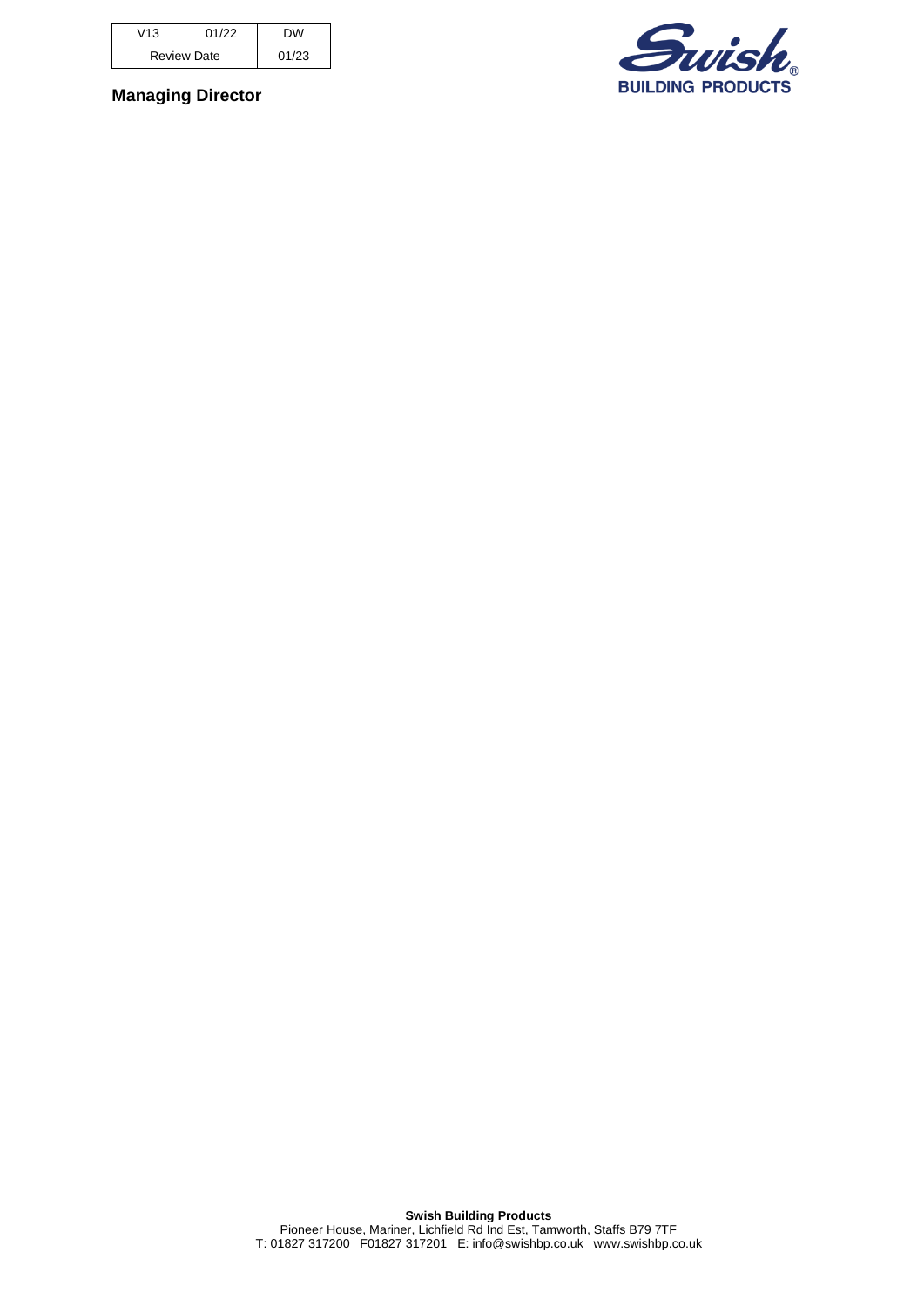**Managing Director**